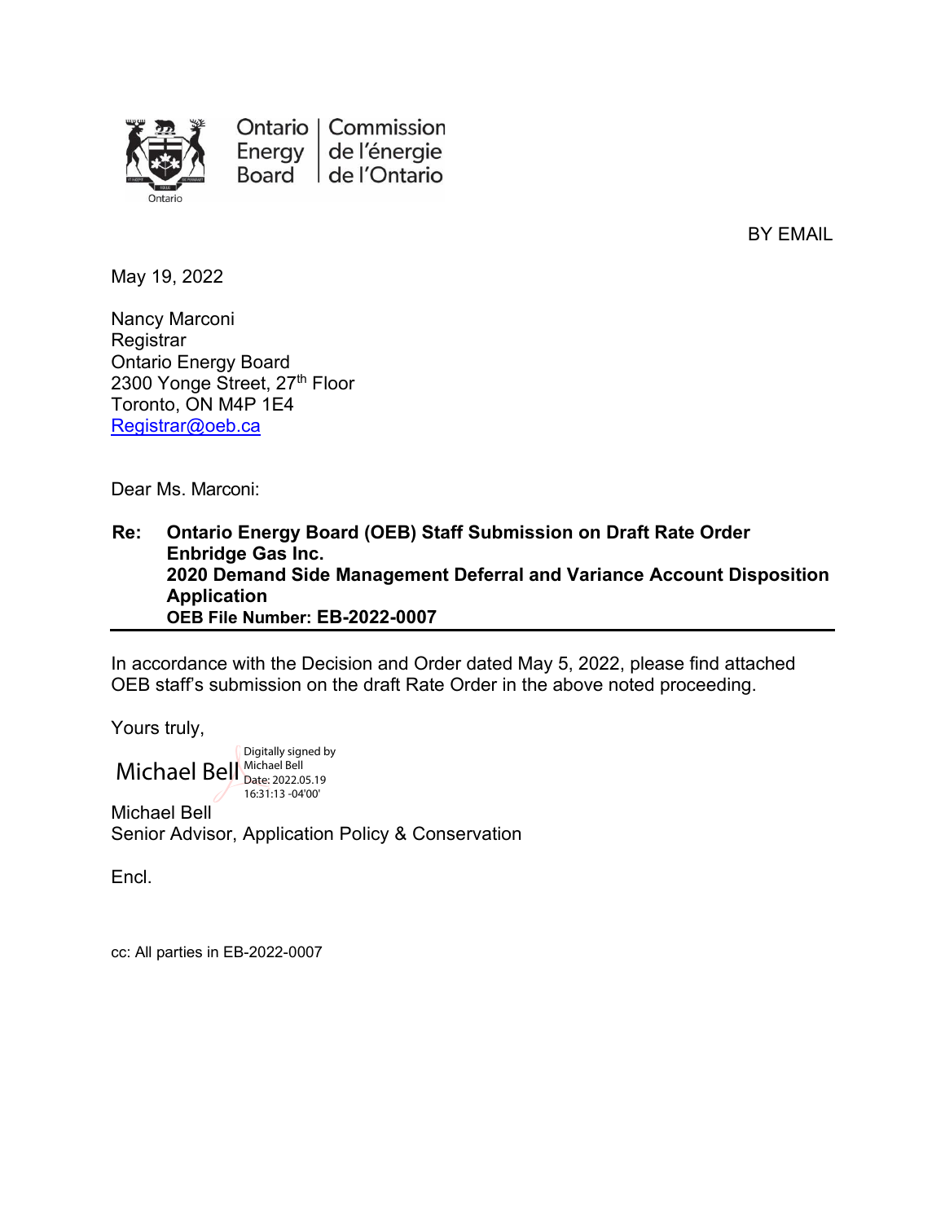Ontario Energy Board | Commission de l'énergie de l'Ontario

BY EMAIL

May 19, 2022

Nancy Marconi
Registrar
Ontario Energy Board
2300 Yonge Street, 27th Floor
Toronto, ON M4P 1E4
Registrar@oeb.ca

Dear Ms. Marconi:

**Re: Ontario Energy Board (OEB) Staff Submission on Draft Rate Order**
**Enbridge Gas Inc.**
**2020 Demand Side Management Deferral and Variance Account Disposition Application**
**OEB File Number: EB-2022-0007**

In accordance with the Decision and Order dated May 5, 2022, please find attached OEB staff's submission on the draft Rate Order in the above noted proceeding.

Yours truly,

Michael Bell
Digitally signed by Michael Bell
Date: 2022.05.19 16:31:13 -04'00'

Michael Bell
Senior Advisor, Application Policy & Conservation

Encl.

cc: All parties in EB-2022-0007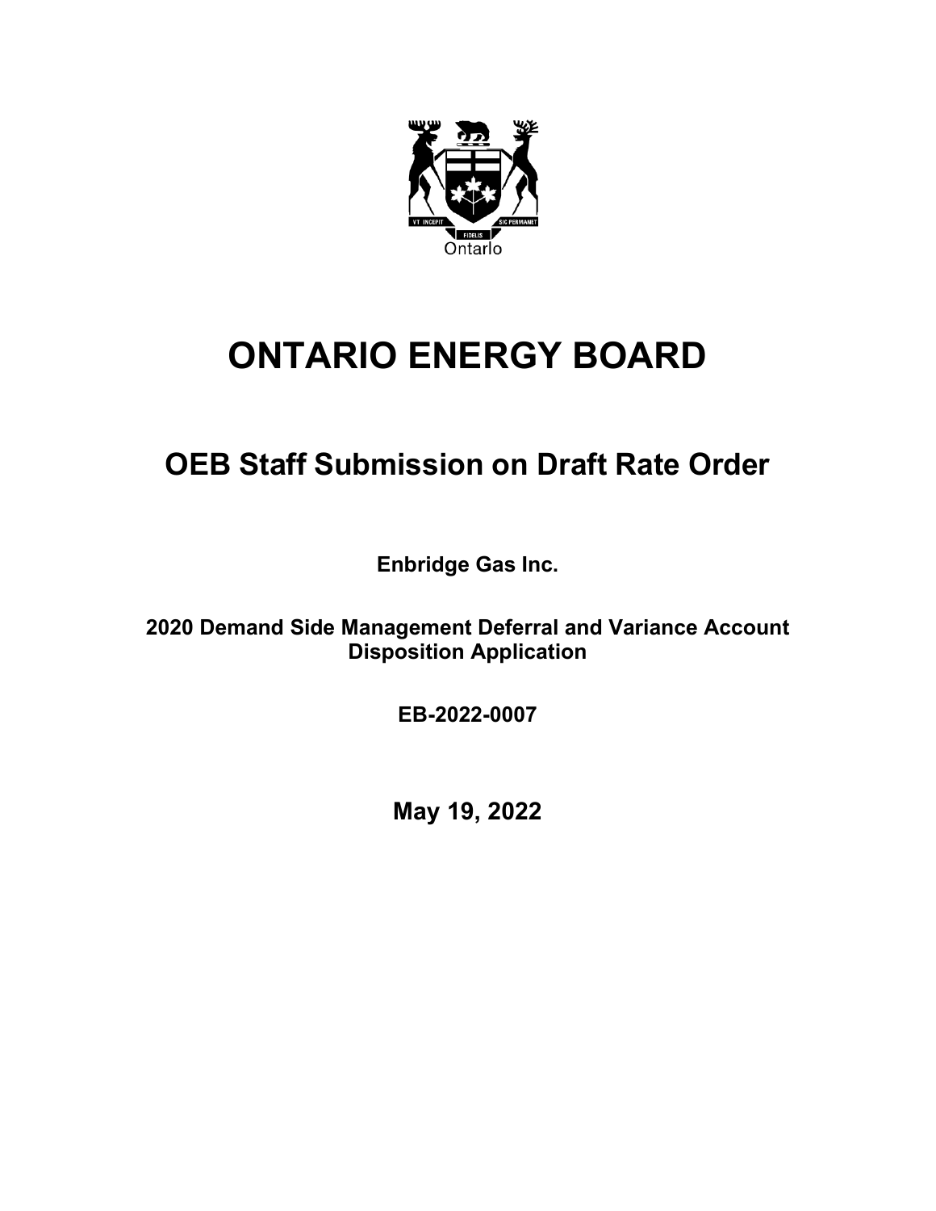# ONTARIO ENERGY BOARD

## OEB Staff Submission on Draft Rate Order

**Enbridge Gas Inc.**

**2020 Demand Side Management Deferral and Variance Account Disposition Application**

**EB-2022-0007**

**May 19, 2022**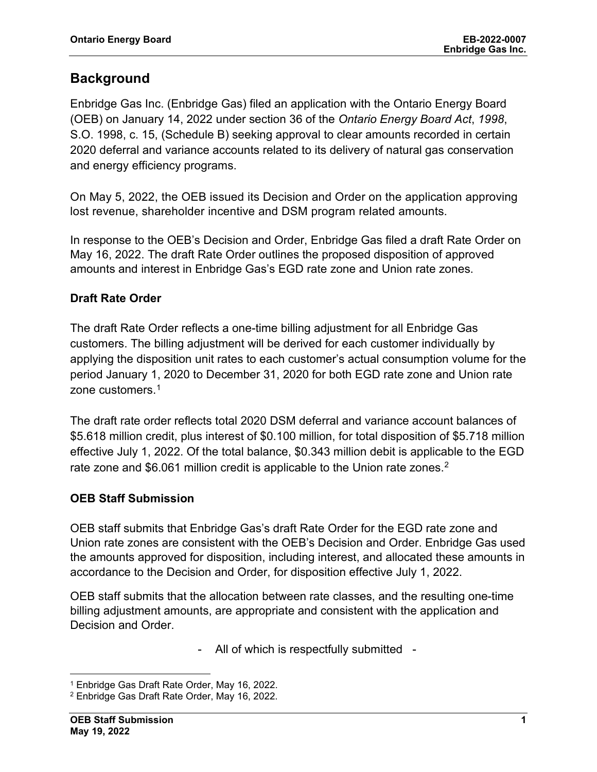## Background

Enbridge Gas Inc. (Enbridge Gas) filed an application with the Ontario Energy Board (OEB) on January 14, 2022 under section 36 of the *Ontario Energy Board Act*, *1998*, S.O. 1998, c. 15, (Schedule B) seeking approval to clear amounts recorded in certain 2020 deferral and variance accounts related to its delivery of natural gas conservation and energy efficiency programs.

On May 5, 2022, the OEB issued its Decision and Order on the application approving lost revenue, shareholder incentive and DSM program related amounts.

In response to the OEB's Decision and Order, Enbridge Gas filed a draft Rate Order on May 16, 2022. The draft Rate Order outlines the proposed disposition of approved amounts and interest in Enbridge Gas's EGD rate zone and Union rate zones.

### Draft Rate Order

The draft Rate Order reflects a one-time billing adjustment for all Enbridge Gas customers. The billing adjustment will be derived for each customer individually by applying the disposition unit rates to each customer's actual consumption volume for the period January 1, 2020 to December 31, 2020 for both EGD rate zone and Union rate zone customers.[1]

The draft rate order reflects total 2020 DSM deferral and variance account balances of $5.618 million credit, plus interest of $0.100 million, for total disposition of $5.718 million effective July 1, 2022. Of the total balance, $0.343 million debit is applicable to the EGD rate zone and $6.061 million credit is applicable to the Union rate zones.[2]

### OEB Staff Submission

OEB staff submits that Enbridge Gas's draft Rate Order for the EGD rate zone and Union rate zones are consistent with the OEB's Decision and Order. Enbridge Gas used the amounts approved for disposition, including interest, and allocated these amounts in accordance to the Decision and Order, for disposition effective July 1, 2022.

OEB staff submits that the allocation between rate classes, and the resulting one-time billing adjustment amounts, are appropriate and consistent with the application and Decision and Order.

\- All of which is respectfully submitted -

[1] Enbridge Gas Draft Rate Order, May 16, 2022.

[2] Enbridge Gas Draft Rate Order, May 16, 2022.